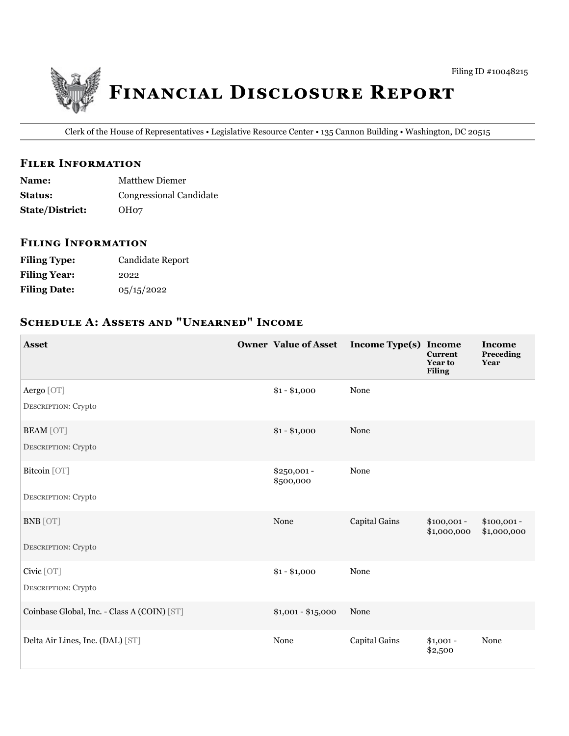Filing ID #10048215

# Financial Disclosure Report

Clerk of the House of Representatives • Legislative Resource Center • 135 Cannon Building • Washington, DC 20515

## Filer Information

**Name:** Matthew Diemer

**Status:** Congressional Candidate

**State/District:** OH07

## Filing Information

**Filing Type:** Candidate Report

**Filing Year:** 2022

**Filing Date:** 05/15/2022

## Schedule A: Assets and "Unearned" Income

| Asset | Owner | Value of Asset | Income Type(s) | Income Current Year to Filing | Income Preceding Year |
|---|---|---|---|---|---|
| Aergo [OT]<br>Description: Crypto | | $1 - $1,000 | None | | |
| BEAM [OT]<br>Description: Crypto | | $1 - $1,000 | None | | |
| Bitcoin [OT]<br>Description: Crypto | | $250,001 - $500,000 | None | | |
| BNB [OT]<br>Description: Crypto | | None | Capital Gains | $100,001 - $1,000,000 | $100,001 - $1,000,000 |
| Civic [OT]<br>Description: Crypto | | $1 - $1,000 | None | | |
| Coinbase Global, Inc. - Class A (COIN) [ST] | | $1,001 - $15,000 | None | | |
| Delta Air Lines, Inc. (DAL) [ST] | | None | Capital Gains | $1,001 - $2,500 | None |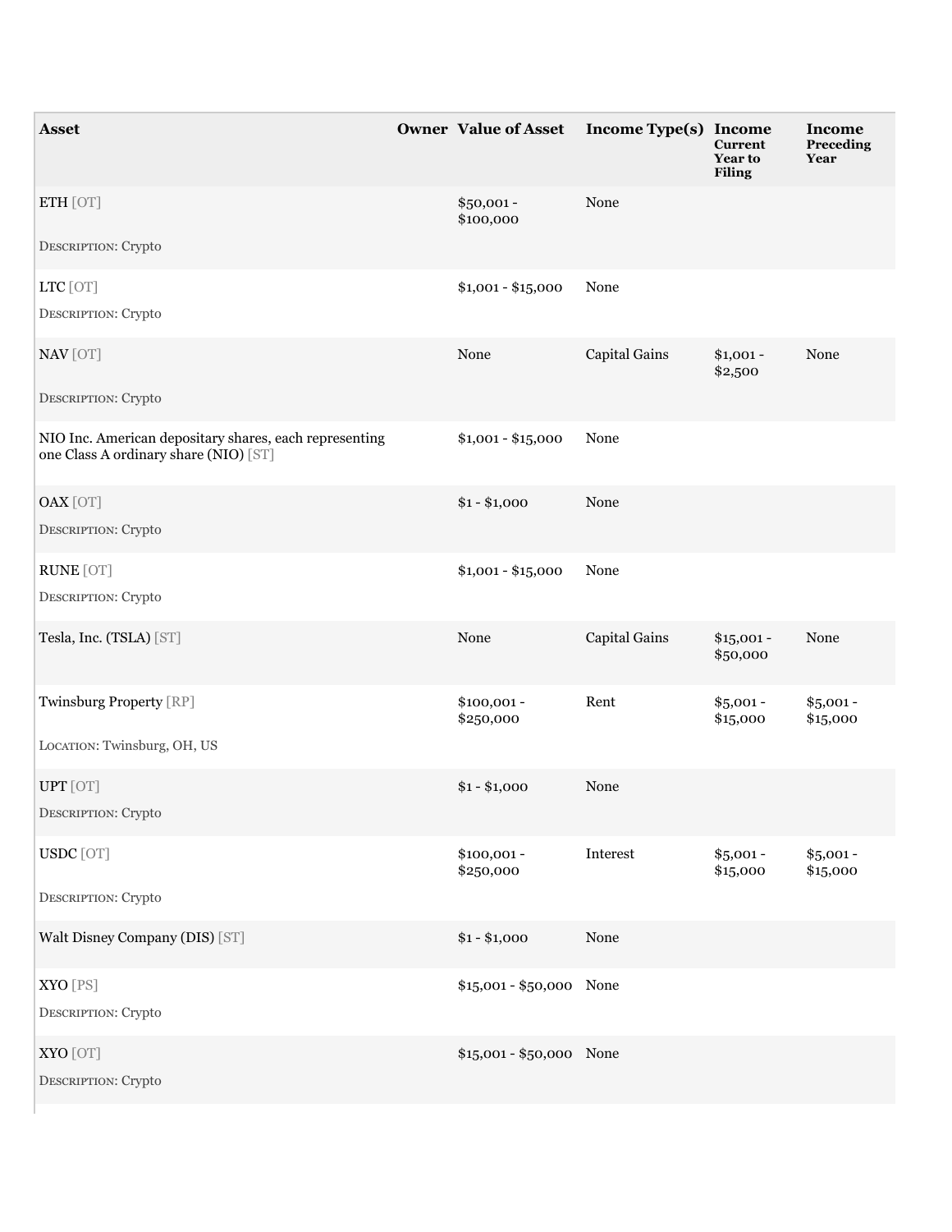| Asset | Owner | Value of Asset | Income Type(s) | Income Current Year to Filing | Income Preceding Year |
| --- | --- | --- | --- | --- | --- |
| ETH [OT]<br><br>Description: Crypto | | $50,001 - $100,000 | None | | |
| LTC [OT]<br><br>Description: Crypto | | $1,001 - $15,000 | None | | |
| NAV [OT]<br><br>Description: Crypto | | None | Capital Gains | $1,001 - $2,500 | None |
| NIO Inc. American depositary shares, each representing one Class A ordinary share (NIO) [ST] | | $1,001 - $15,000 | None | | |
| OAX [OT]<br><br>Description: Crypto | | $1 - $1,000 | None | | |
| RUNE [OT]<br><br>Description: Crypto | | $1,001 - $15,000 | None | | |
| Tesla, Inc. (TSLA) [ST] | | None | Capital Gains | $15,001 - $50,000 | None |
| Twinsburg Property [RP]<br><br>Location: Twinsburg, OH, US | | $100,001 - $250,000 | Rent | $5,001 - $15,000 | $5,001 - $15,000 |
| UPT [OT]<br><br>Description: Crypto | | $1 - $1,000 | None | | |
| USDC [OT]<br><br>Description: Crypto | | $100,001 - $250,000 | Interest | $5,001 - $15,000 | $5,001 - $15,000 |
| Walt Disney Company (DIS) [ST] | | $1 - $1,000 | None | | |
| XYO [PS]<br><br>Description: Crypto | | $15,001 - $50,000 | None | | |
| XYO [OT]<br><br>Description: Crypto | | $15,001 - $50,000 | None | | |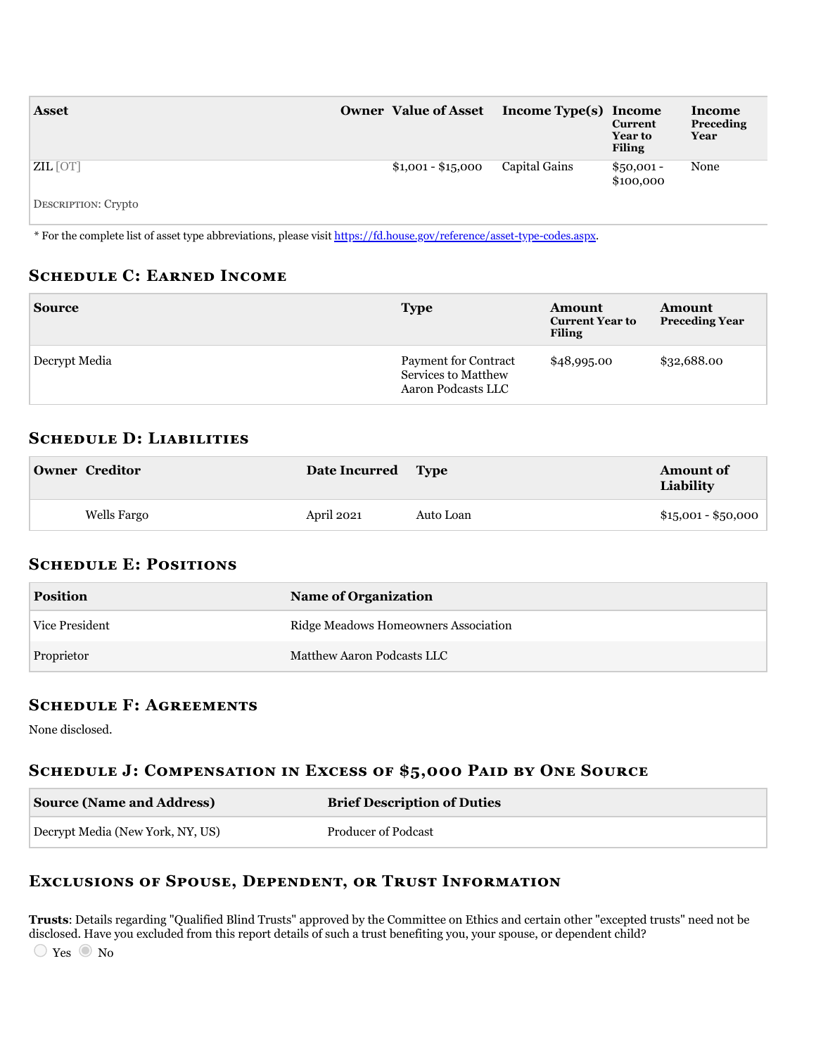| Asset | Owner | Value of Asset | Income Type(s) | Income Current Year to Filing | Income Preceding Year |
|---|---|---|---|---|---|
| ZIL [OT]<br>DESCRIPTION: Crypto | | $1,001 - $15,000 | Capital Gains | $50,001 - $100,000 | None |

* For the complete list of asset type abbreviations, please visit https://fd.house.gov/reference/asset-type-codes.aspx.

## Schedule C: Earned Income

| Source | Type | Amount Current Year to Filing | Amount Preceding Year |
|---|---|---|---|
| Decrypt Media | Payment for Contract Services to Matthew Aaron Podcasts LLC | $48,995.00 | $32,688.00 |

## Schedule D: Liabilities

| Owner | Creditor | Date Incurred | Type | Amount of Liability |
|---|---|---|---|---|
| | Wells Fargo | April 2021 | Auto Loan | $15,001 - $50,000 |

## Schedule E: Positions

| Position | Name of Organization |
|---|---|
| Vice President | Ridge Meadows Homeowners Association |
| Proprietor | Matthew Aaron Podcasts LLC |

## Schedule F: Agreements

None disclosed.

## Schedule J: Compensation in Excess of $5,000 Paid by One Source

| Source (Name and Address) | Brief Description of Duties |
|---|---|
| Decrypt Media (New York, NY, US) | Producer of Podcast |

## Exclusions of Spouse, Dependent, or Trust Information

**Trusts**: Details regarding "Qualified Blind Trusts" approved by the Committee on Ethics and certain other "excepted trusts" need not be disclosed. Have you excluded from this report details of such a trust benefiting you, your spouse, or dependent child?

○ Yes ◉ No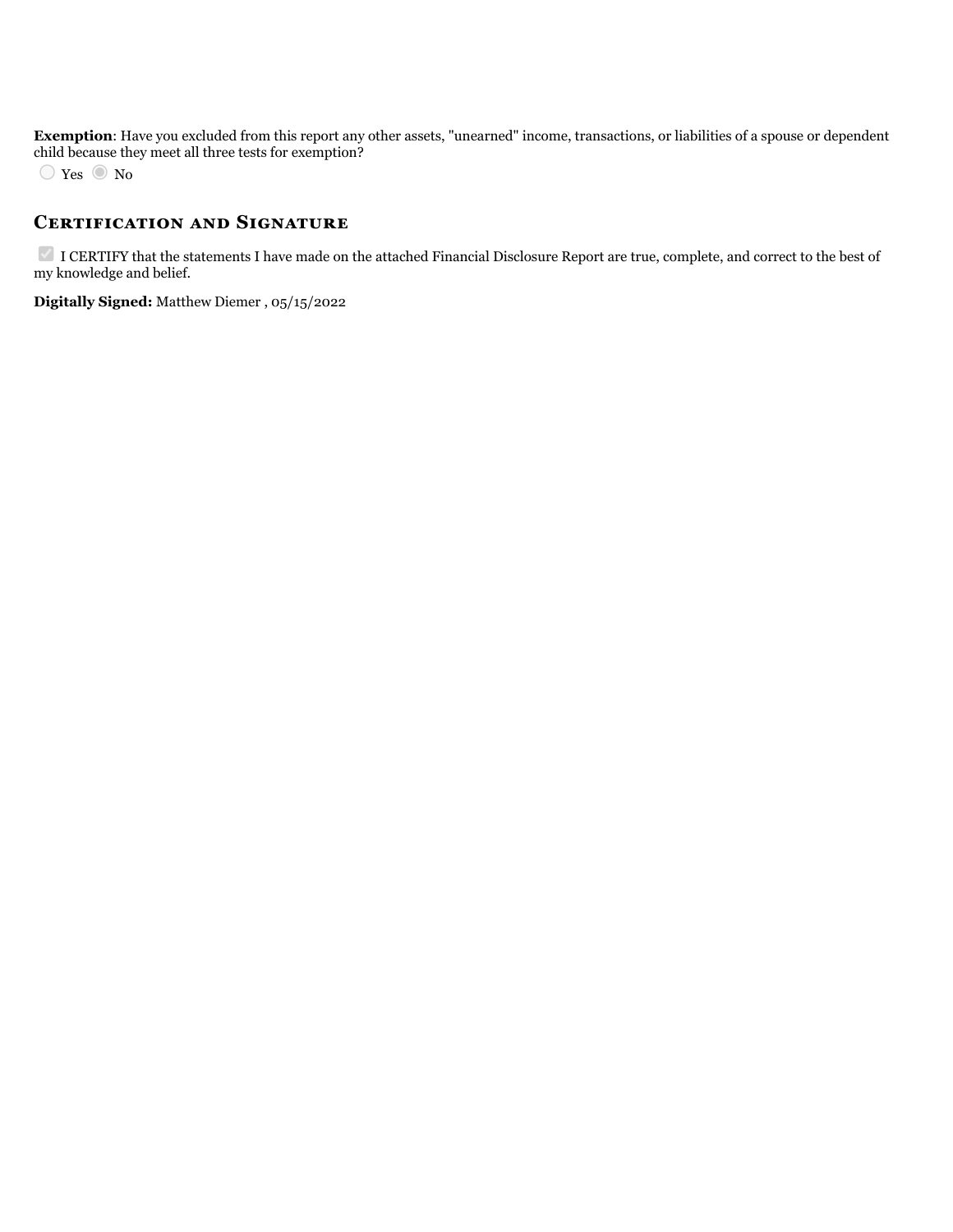**Exemption**: Have you excluded from this report any other assets, "unearned" income, transactions, or liabilities of a spouse or dependent child because they meet all three tests for exemption?

○ Yes ◉ No

## Certification and Signature

☑ I CERTIFY that the statements I have made on the attached Financial Disclosure Report are true, complete, and correct to the best of my knowledge and belief.

**Digitally Signed:** Matthew Diemer , 05/15/2022